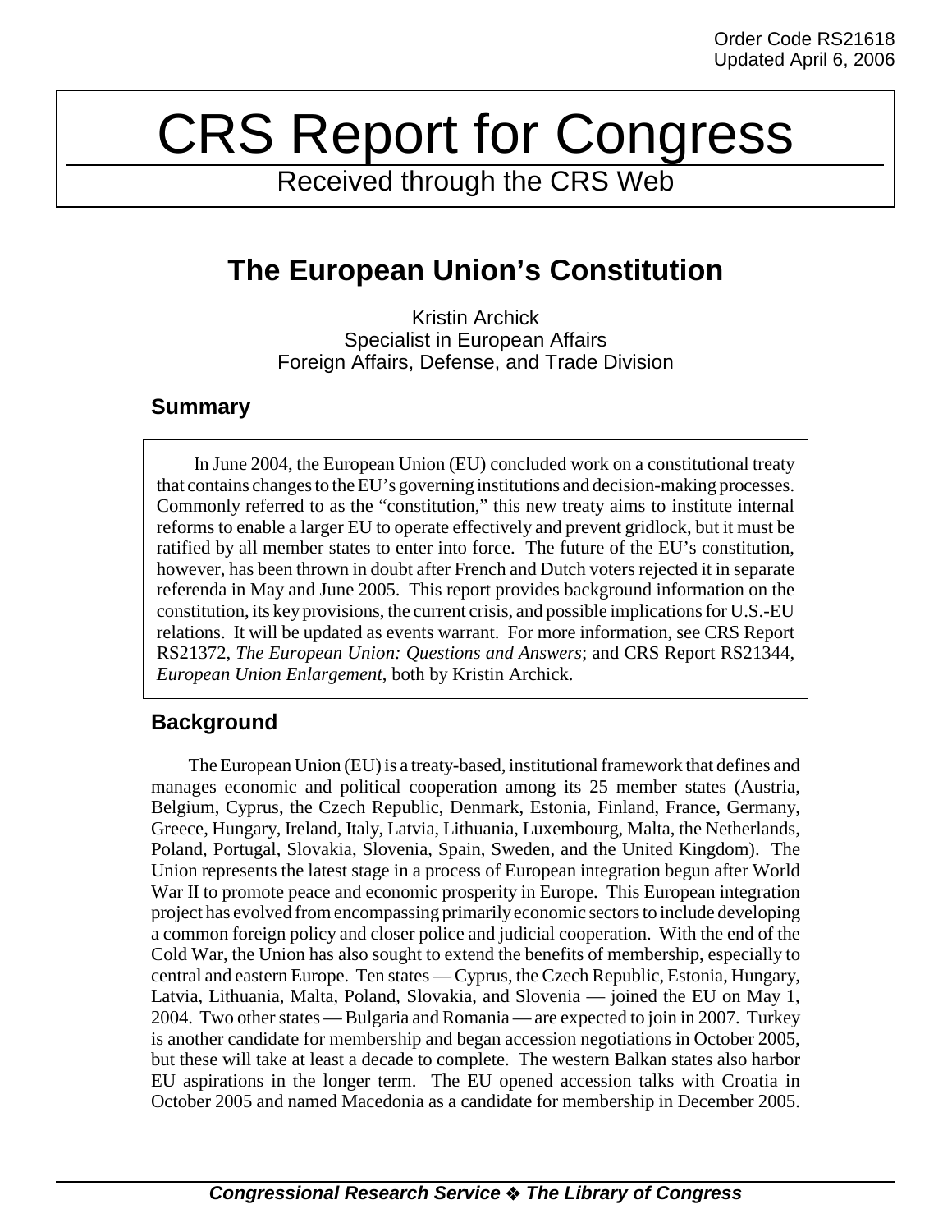Order Code RS21618
Updated April 6, 2006

# CRS Report for Congress

Received through the CRS Web

## The European Union's Constitution

Kristin Archick
Specialist in European Affairs
Foreign Affairs, Defense, and Trade Division

### Summary

In June 2004, the European Union (EU) concluded work on a constitutional treaty that contains changes to the EU's governing institutions and decision-making processes. Commonly referred to as the "constitution," this new treaty aims to institute internal reforms to enable a larger EU to operate effectively and prevent gridlock, but it must be ratified by all member states to enter into force. The future of the EU's constitution, however, has been thrown in doubt after French and Dutch voters rejected it in separate referenda in May and June 2005. This report provides background information on the constitution, its key provisions, the current crisis, and possible implications for U.S.-EU relations. It will be updated as events warrant. For more information, see CRS Report RS21372, *The European Union: Questions and Answers*; and CRS Report RS21344, *European Union Enlargement*, both by Kristin Archick.

### Background

The European Union (EU) is a treaty-based, institutional framework that defines and manages economic and political cooperation among its 25 member states (Austria, Belgium, Cyprus, the Czech Republic, Denmark, Estonia, Finland, France, Germany, Greece, Hungary, Ireland, Italy, Latvia, Lithuania, Luxembourg, Malta, the Netherlands, Poland, Portugal, Slovakia, Slovenia, Spain, Sweden, and the United Kingdom). The Union represents the latest stage in a process of European integration begun after World War II to promote peace and economic prosperity in Europe. This European integration project has evolved from encompassing primarily economic sectors to include developing a common foreign policy and closer police and judicial cooperation. With the end of the Cold War, the Union has also sought to extend the benefits of membership, especially to central and eastern Europe. Ten states — Cyprus, the Czech Republic, Estonia, Hungary, Latvia, Lithuania, Malta, Poland, Slovakia, and Slovenia — joined the EU on May 1, 2004. Two other states — Bulgaria and Romania — are expected to join in 2007. Turkey is another candidate for membership and began accession negotiations in October 2005, but these will take at least a decade to complete. The western Balkan states also harbor EU aspirations in the longer term. The EU opened accession talks with Croatia in October 2005 and named Macedonia as a candidate for membership in December 2005.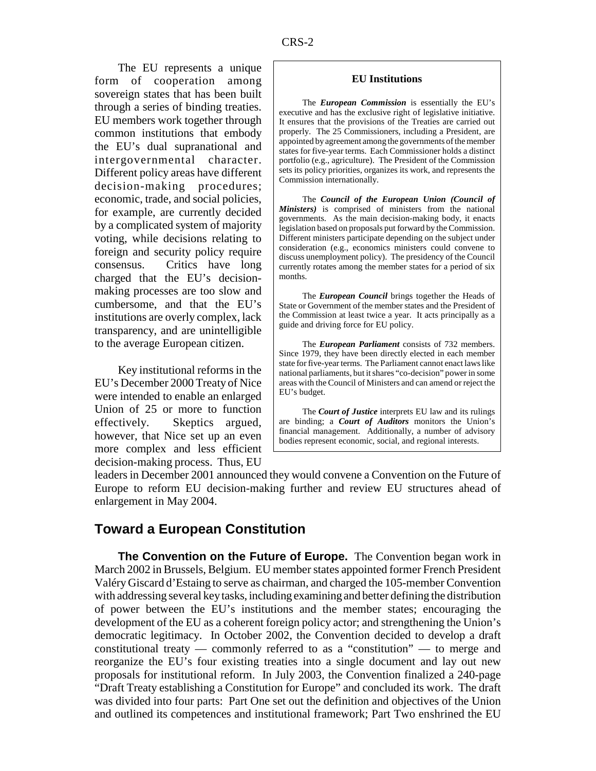The EU represents a unique form of cooperation among sovereign states that has been built through a series of binding treaties. EU members work together through common institutions that embody the EU's dual supranational and intergovernmental character. Different policy areas have different decision-making procedures; economic, trade, and social policies, for example, are currently decided by a complicated system of majority voting, while decisions relating to foreign and security policy require consensus. Critics have long charged that the EU's decision-making processes are too slow and cumbersome, and that the EU's institutions are overly complex, lack transparency, and are unintelligible to the average European citizen.

Key institutional reforms in the EU's December 2000 Treaty of Nice were intended to enable an enlarged Union of 25 or more to function effectively. Skeptics argued, however, that Nice set up an even more complex and less efficient decision-making process. Thus, EU leaders in December 2001 announced they would convene a Convention on the Future of Europe to reform EU decision-making further and review EU structures ahead of enlargement in May 2004.

> **EU Institutions**
>
> The ***European Commission*** is essentially the EU's executive and has the exclusive right of legislative initiative. It ensures that the provisions of the Treaties are carried out properly. The 25 Commissioners, including a President, are appointed by agreement among the governments of the member states for five-year terms. Each Commissioner holds a distinct portfolio (e.g., agriculture). The President of the Commission sets its policy priorities, organizes its work, and represents the Commission internationally.
>
> The ***Council of the European Union (Council of Ministers)*** is comprised of ministers from the national governments. As the main decision-making body, it enacts legislation based on proposals put forward by the Commission. Different ministers participate depending on the subject under consideration (e.g., economics ministers could convene to discuss unemployment policy). The presidency of the Council currently rotates among the member states for a period of six months.
>
> The ***European Council*** brings together the Heads of State or Government of the member states and the President of the Commission at least twice a year. It acts principally as a guide and driving force for EU policy.
>
> The ***European Parliament*** consists of 732 members. Since 1979, they have been directly elected in each member state for five-year terms. The Parliament cannot enact laws like national parliaments, but it shares "co-decision" power in some areas with the Council of Ministers and can amend or reject the EU's budget.
>
> The ***Court of Justice*** interprets EU law and its rulings are binding; a ***Court of Auditors*** monitors the Union's financial management. Additionally, a number of advisory bodies represent economic, social, and regional interests.

## Toward a European Constitution

**The Convention on the Future of Europe.** The Convention began work in March 2002 in Brussels, Belgium. EU member states appointed former French President Valéry Giscard d'Estaing to serve as chairman, and charged the 105-member Convention with addressing several key tasks, including examining and better defining the distribution of power between the EU's institutions and the member states; encouraging the development of the EU as a coherent foreign policy actor; and strengthening the Union's democratic legitimacy. In October 2002, the Convention decided to develop a draft constitutional treaty — commonly referred to as a "constitution" — to merge and reorganize the EU's four existing treaties into a single document and lay out new proposals for institutional reform. In July 2003, the Convention finalized a 240-page "Draft Treaty establishing a Constitution for Europe" and concluded its work. The draft was divided into four parts: Part One set out the definition and objectives of the Union and outlined its competences and institutional framework; Part Two enshrined the EU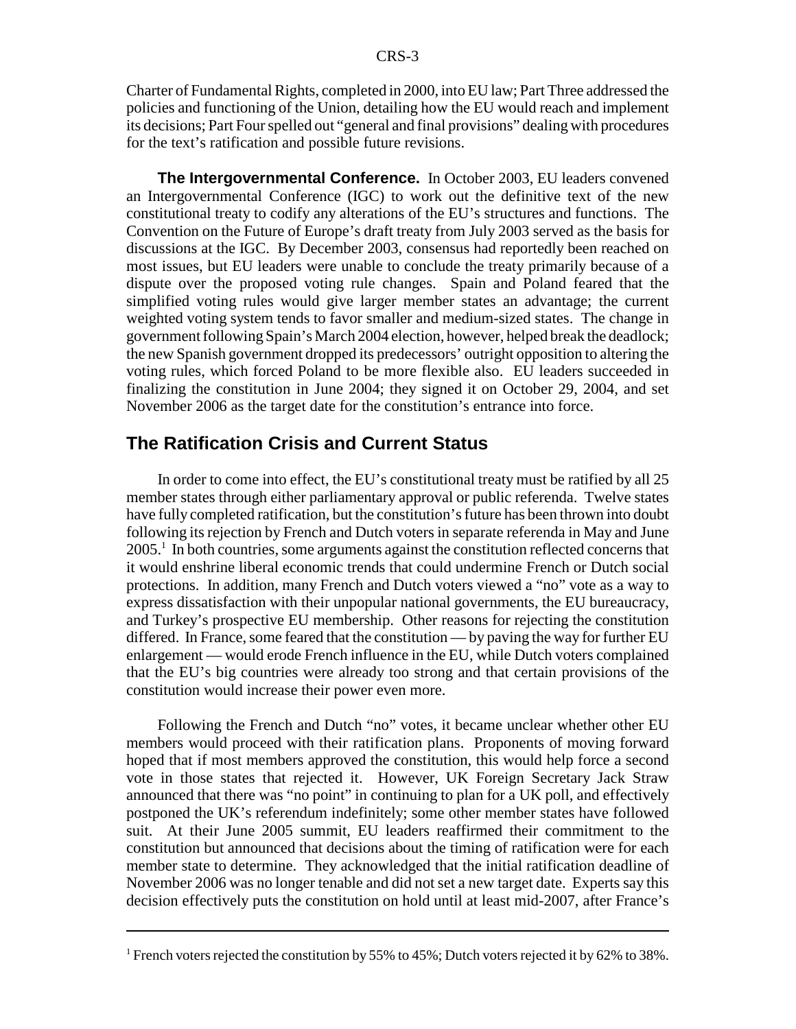Charter of Fundamental Rights, completed in 2000, into EU law; Part Three addressed the policies and functioning of the Union, detailing how the EU would reach and implement its decisions; Part Four spelled out "general and final provisions" dealing with procedures for the text's ratification and possible future revisions.

**The Intergovernmental Conference.** In October 2003, EU leaders convened an Intergovernmental Conference (IGC) to work out the definitive text of the new constitutional treaty to codify any alterations of the EU's structures and functions. The Convention on the Future of Europe's draft treaty from July 2003 served as the basis for discussions at the IGC. By December 2003, consensus had reportedly been reached on most issues, but EU leaders were unable to conclude the treaty primarily because of a dispute over the proposed voting rule changes. Spain and Poland feared that the simplified voting rules would give larger member states an advantage; the current weighted voting system tends to favor smaller and medium-sized states. The change in government following Spain's March 2004 election, however, helped break the deadlock; the new Spanish government dropped its predecessors' outright opposition to altering the voting rules, which forced Poland to be more flexible also. EU leaders succeeded in finalizing the constitution in June 2004; they signed it on October 29, 2004, and set November 2006 as the target date for the constitution's entrance into force.

## The Ratification Crisis and Current Status

In order to come into effect, the EU's constitutional treaty must be ratified by all 25 member states through either parliamentary approval or public referenda. Twelve states have fully completed ratification, but the constitution's future has been thrown into doubt following its rejection by French and Dutch voters in separate referenda in May and June 2005.[1] In both countries, some arguments against the constitution reflected concerns that it would enshrine liberal economic trends that could undermine French or Dutch social protections. In addition, many French and Dutch voters viewed a "no" vote as a way to express dissatisfaction with their unpopular national governments, the EU bureaucracy, and Turkey's prospective EU membership. Other reasons for rejecting the constitution differed. In France, some feared that the constitution — by paving the way for further EU enlargement — would erode French influence in the EU, while Dutch voters complained that the EU's big countries were already too strong and that certain provisions of the constitution would increase their power even more.

Following the French and Dutch "no" votes, it became unclear whether other EU members would proceed with their ratification plans. Proponents of moving forward hoped that if most members approved the constitution, this would help force a second vote in those states that rejected it. However, UK Foreign Secretary Jack Straw announced that there was "no point" in continuing to plan for a UK poll, and effectively postponed the UK's referendum indefinitely; some other member states have followed suit. At their June 2005 summit, EU leaders reaffirmed their commitment to the constitution but announced that decisions about the timing of ratification were for each member state to determine. They acknowledged that the initial ratification deadline of November 2006 was no longer tenable and did not set a new target date. Experts say this decision effectively puts the constitution on hold until at least mid-2007, after France's

---

[1] French voters rejected the constitution by 55% to 45%; Dutch voters rejected it by 62% to 38%.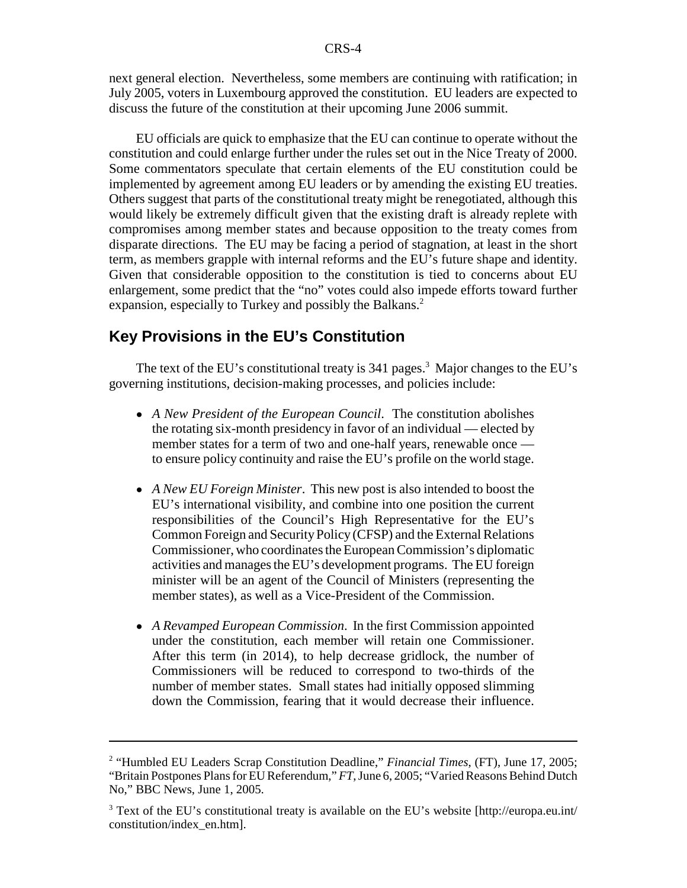next general election. Nevertheless, some members are continuing with ratification; in July 2005, voters in Luxembourg approved the constitution. EU leaders are expected to discuss the future of the constitution at their upcoming June 2006 summit.

EU officials are quick to emphasize that the EU can continue to operate without the constitution and could enlarge further under the rules set out in the Nice Treaty of 2000. Some commentators speculate that certain elements of the EU constitution could be implemented by agreement among EU leaders or by amending the existing EU treaties. Others suggest that parts of the constitutional treaty might be renegotiated, although this would likely be extremely difficult given that the existing draft is already replete with compromises among member states and because opposition to the treaty comes from disparate directions. The EU may be facing a period of stagnation, at least in the short term, as members grapple with internal reforms and the EU's future shape and identity. Given that considerable opposition to the constitution is tied to concerns about EU enlargement, some predict that the "no" votes could also impede efforts toward further expansion, especially to Turkey and possibly the Balkans.[2]

## Key Provisions in the EU's Constitution

The text of the EU's constitutional treaty is 341 pages.[3] Major changes to the EU's governing institutions, decision-making processes, and policies include:

- *A New President of the European Council*. The constitution abolishes the rotating six-month presidency in favor of an individual — elected by member states for a term of two and one-half years, renewable once — to ensure policy continuity and raise the EU's profile on the world stage.

- *A New EU Foreign Minister*. This new post is also intended to boost the EU's international visibility, and combine into one position the current responsibilities of the Council's High Representative for the EU's Common Foreign and Security Policy (CFSP) and the External Relations Commissioner, who coordinates the European Commission's diplomatic activities and manages the EU's development programs. The EU foreign minister will be an agent of the Council of Ministers (representing the member states), as well as a Vice-President of the Commission.

- *A Revamped European Commission*. In the first Commission appointed under the constitution, each member will retain one Commissioner. After this term (in 2014), to help decrease gridlock, the number of Commissioners will be reduced to correspond to two-thirds of the number of member states. Small states had initially opposed slimming down the Commission, fearing that it would decrease their influence.

---

[2] "Humbled EU Leaders Scrap Constitution Deadline," *Financial Times*, (FT), June 17, 2005; "Britain Postpones Plans for EU Referendum," *FT*, June 6, 2005; "Varied Reasons Behind Dutch No," BBC News, June 1, 2005.

[3] Text of the EU's constitutional treaty is available on the EU's website [http://europa.eu.int/constitution/index_en.htm].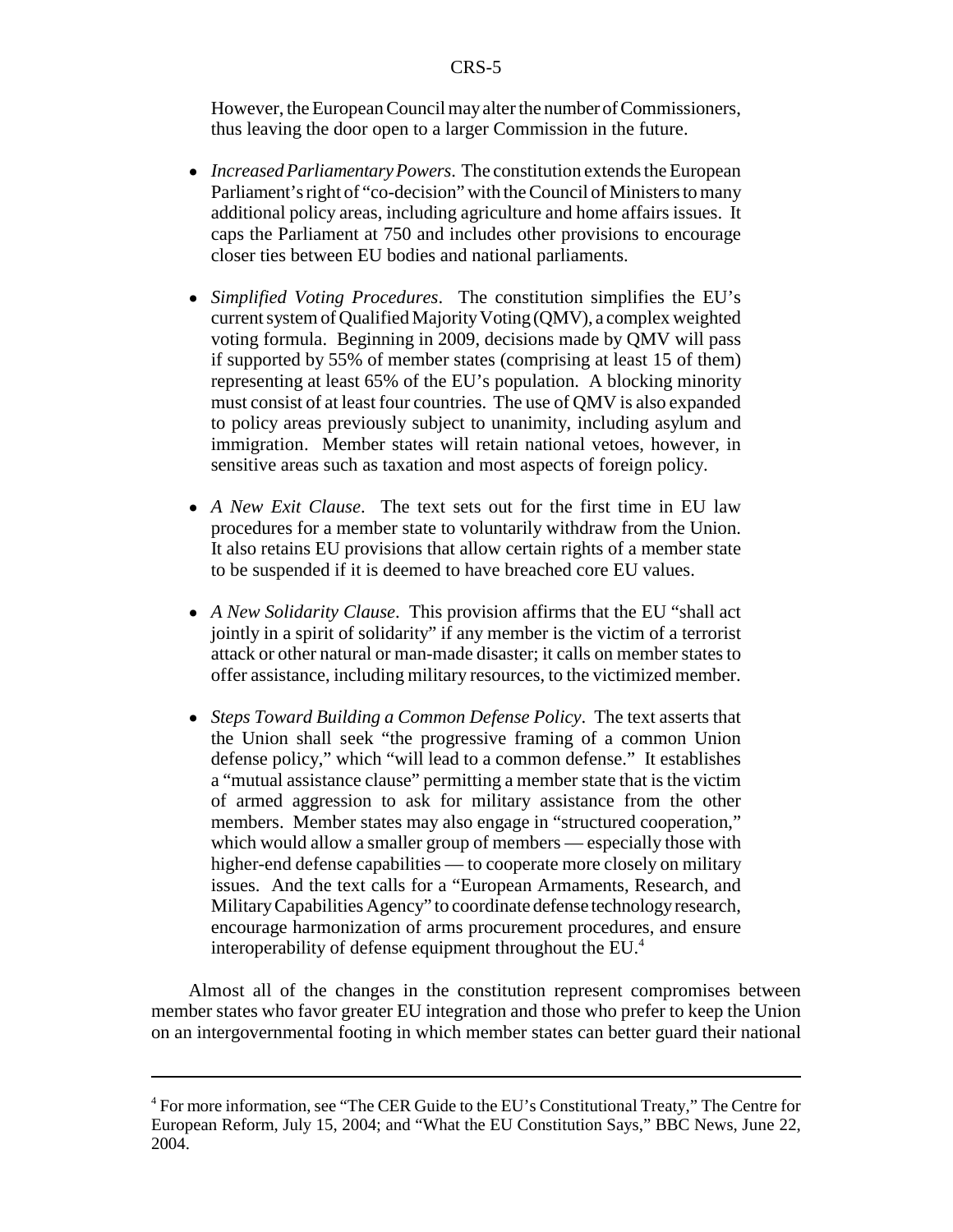However, the European Council may alter the number of Commissioners, thus leaving the door open to a larger Commission in the future.

- *Increased Parliamentary Powers*. The constitution extends the European Parliament's right of "co-decision" with the Council of Ministers to many additional policy areas, including agriculture and home affairs issues. It caps the Parliament at 750 and includes other provisions to encourage closer ties between EU bodies and national parliaments.

- *Simplified Voting Procedures*. The constitution simplifies the EU's current system of Qualified Majority Voting (QMV), a complex weighted voting formula. Beginning in 2009, decisions made by QMV will pass if supported by 55% of member states (comprising at least 15 of them) representing at least 65% of the EU's population. A blocking minority must consist of at least four countries. The use of QMV is also expanded to policy areas previously subject to unanimity, including asylum and immigration. Member states will retain national vetoes, however, in sensitive areas such as taxation and most aspects of foreign policy.

- *A New Exit Clause*. The text sets out for the first time in EU law procedures for a member state to voluntarily withdraw from the Union. It also retains EU provisions that allow certain rights of a member state to be suspended if it is deemed to have breached core EU values.

- *A New Solidarity Clause*. This provision affirms that the EU "shall act jointly in a spirit of solidarity" if any member is the victim of a terrorist attack or other natural or man-made disaster; it calls on member states to offer assistance, including military resources, to the victimized member.

- *Steps Toward Building a Common Defense Policy*. The text asserts that the Union shall seek "the progressive framing of a common Union defense policy," which "will lead to a common defense." It establishes a "mutual assistance clause" permitting a member state that is the victim of armed aggression to ask for military assistance from the other members. Member states may also engage in "structured cooperation," which would allow a smaller group of members — especially those with higher-end defense capabilities — to cooperate more closely on military issues. And the text calls for a "European Armaments, Research, and Military Capabilities Agency" to coordinate defense technology research, encourage harmonization of arms procurement procedures, and ensure interoperability of defense equipment throughout the EU.[4]

Almost all of the changes in the constitution represent compromises between member states who favor greater EU integration and those who prefer to keep the Union on an intergovernmental footing in which member states can better guard their national

---

[4] For more information, see "The CER Guide to the EU's Constitutional Treaty," The Centre for European Reform, July 15, 2004; and "What the EU Constitution Says," BBC News, June 22, 2004.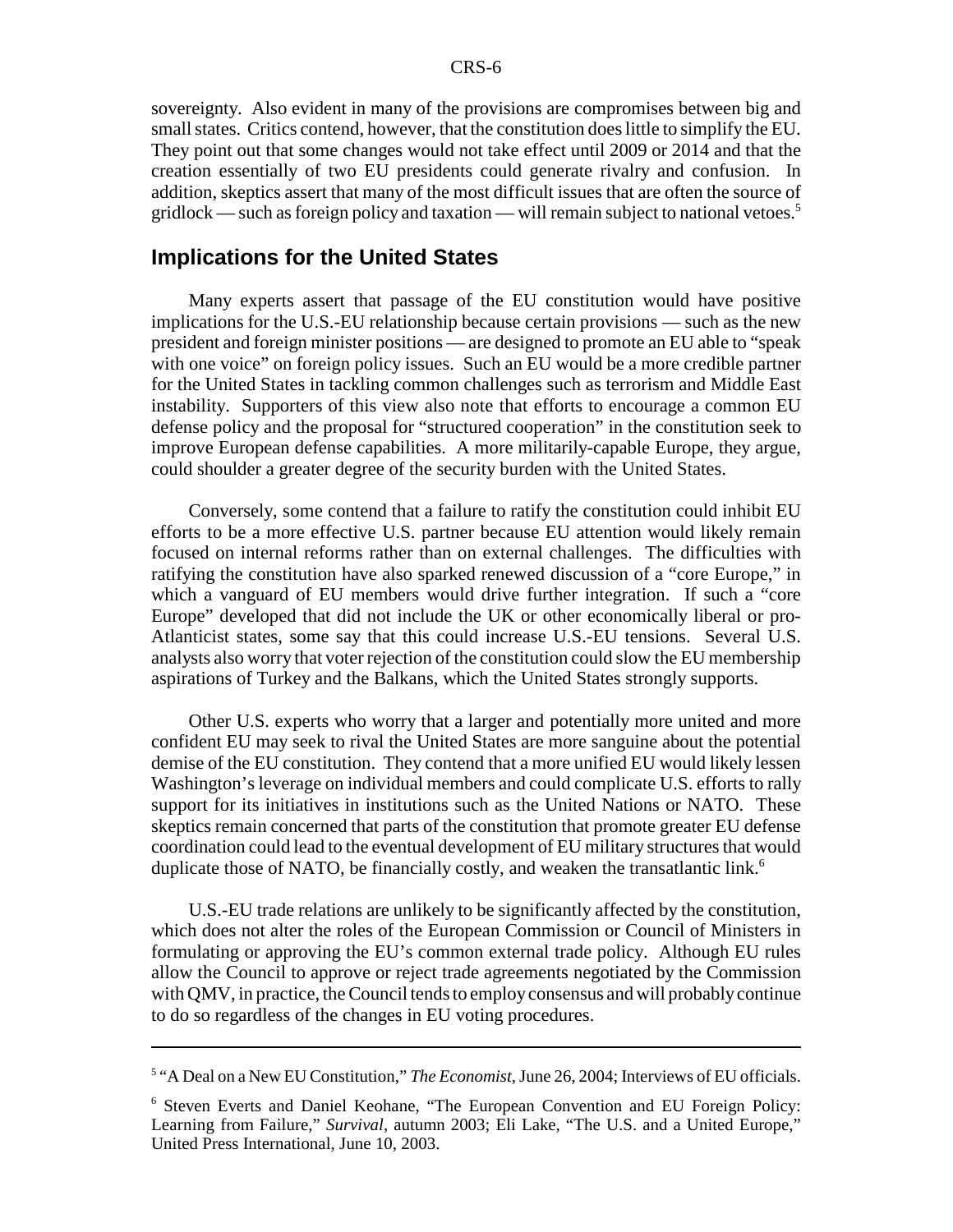sovereignty. Also evident in many of the provisions are compromises between big and small states. Critics contend, however, that the constitution does little to simplify the EU. They point out that some changes would not take effect until 2009 or 2014 and that the creation essentially of two EU presidents could generate rivalry and confusion. In addition, skeptics assert that many of the most difficult issues that are often the source of gridlock — such as foreign policy and taxation — will remain subject to national vetoes.[5]

## Implications for the United States

Many experts assert that passage of the EU constitution would have positive implications for the U.S.-EU relationship because certain provisions — such as the new president and foreign minister positions — are designed to promote an EU able to "speak with one voice" on foreign policy issues. Such an EU would be a more credible partner for the United States in tackling common challenges such as terrorism and Middle East instability. Supporters of this view also note that efforts to encourage a common EU defense policy and the proposal for "structured cooperation" in the constitution seek to improve European defense capabilities. A more militarily-capable Europe, they argue, could shoulder a greater degree of the security burden with the United States.

Conversely, some contend that a failure to ratify the constitution could inhibit EU efforts to be a more effective U.S. partner because EU attention would likely remain focused on internal reforms rather than on external challenges. The difficulties with ratifying the constitution have also sparked renewed discussion of a "core Europe," in which a vanguard of EU members would drive further integration. If such a "core Europe" developed that did not include the UK or other economically liberal or pro-Atlanticist states, some say that this could increase U.S.-EU tensions. Several U.S. analysts also worry that voter rejection of the constitution could slow the EU membership aspirations of Turkey and the Balkans, which the United States strongly supports.

Other U.S. experts who worry that a larger and potentially more united and more confident EU may seek to rival the United States are more sanguine about the potential demise of the EU constitution. They contend that a more unified EU would likely lessen Washington's leverage on individual members and could complicate U.S. efforts to rally support for its initiatives in institutions such as the United Nations or NATO. These skeptics remain concerned that parts of the constitution that promote greater EU defense coordination could lead to the eventual development of EU military structures that would duplicate those of NATO, be financially costly, and weaken the transatlantic link.[6]

U.S.-EU trade relations are unlikely to be significantly affected by the constitution, which does not alter the roles of the European Commission or Council of Ministers in formulating or approving the EU's common external trade policy. Although EU rules allow the Council to approve or reject trade agreements negotiated by the Commission with QMV, in practice, the Council tends to employ consensus and will probably continue to do so regardless of the changes in EU voting procedures.

---

[5] "A Deal on a New EU Constitution," *The Economist*, June 26, 2004; Interviews of EU officials.

[6] Steven Everts and Daniel Keohane, "The European Convention and EU Foreign Policy: Learning from Failure," *Survival*, autumn 2003; Eli Lake, "The U.S. and a United Europe," United Press International, June 10, 2003.